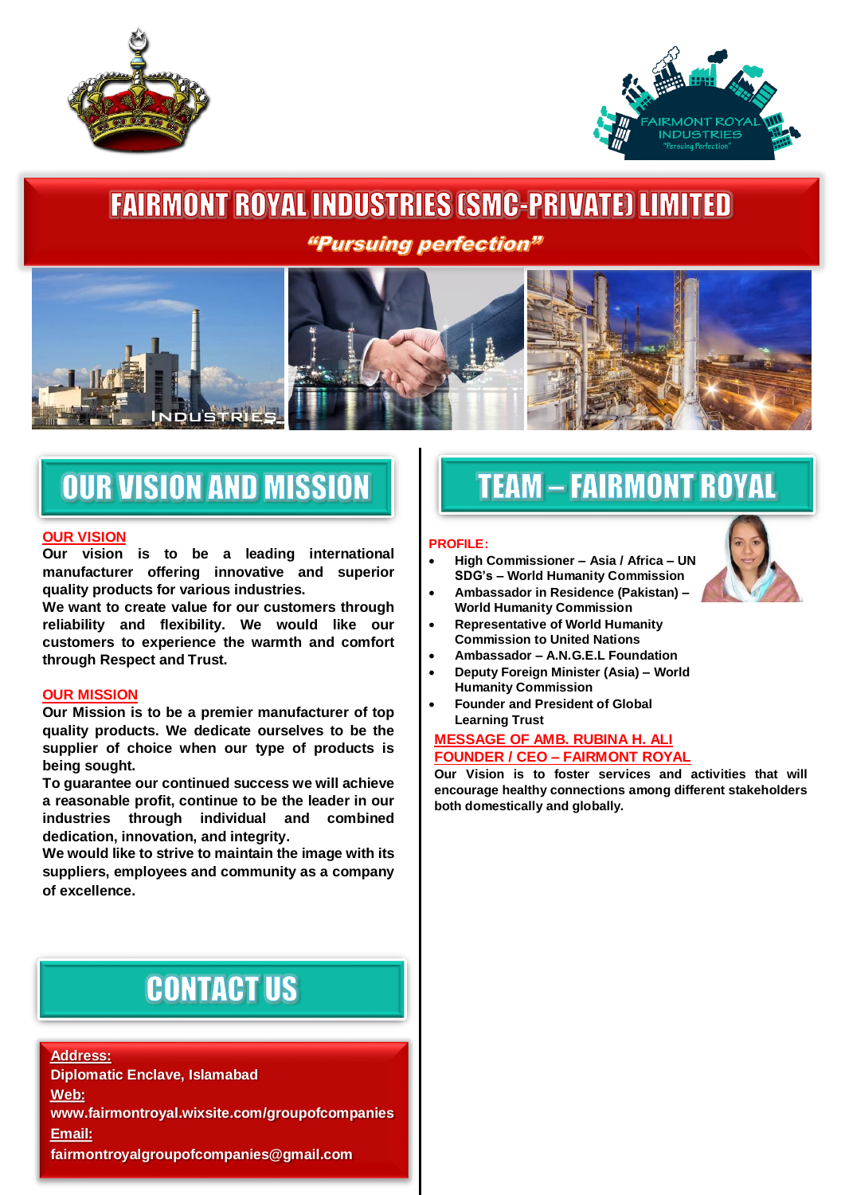# FAIRMONT ROYAL INDUSTRIES (SMC-PRIVATE) LIMITED

***"Pursuing perfection"***

## OUR VISION AND MISSION

**OUR VISION**

**Our vision is to be a leading international manufacturer offering innovative and superior quality products for various industries.**

**We want to create value for our customers through reliability and flexibility. We would like our customers to experience the warmth and comfort through Respect and Trust.**

**OUR MISSION**

**Our Mission is to be a premier manufacturer of top quality products. We dedicate ourselves to be the supplier of choice when our type of products is being sought.**

**To guarantee our continued success we will achieve a reasonable profit, continue to be the leader in our industries through individual and combined dedication, innovation, and integrity.**

**We would like to strive to maintain the image with its suppliers, employees and community as a company of excellence.**

## CONTACT US

**Address:**
**Diplomatic Enclave, Islamabad**
**Web:**
**www.fairmontroyal.wixsite.com/groupofcompanies**
**Email:**
**fairmontroyalgroupofcompanies@gmail.com**

## TEAM – FAIRMONT ROYAL

**PROFILE:**

- **High Commissioner – Asia / Africa – UN SDG's – World Humanity Commission**
- **Ambassador in Residence (Pakistan) – World Humanity Commission**
- **Representative of World Humanity Commission to United Nations**
- **Ambassador – A.N.G.E.L Foundation**
- **Deputy Foreign Minister (Asia) – World Humanity Commission**
- **Founder and President of Global Learning Trust**

**MESSAGE OF AMB. RUBINA H. ALI**
**FOUNDER / CEO – FAIRMONT ROYAL**

**Our Vision is to foster services and activities that will encourage healthy connections among different stakeholders both domestically and globally.**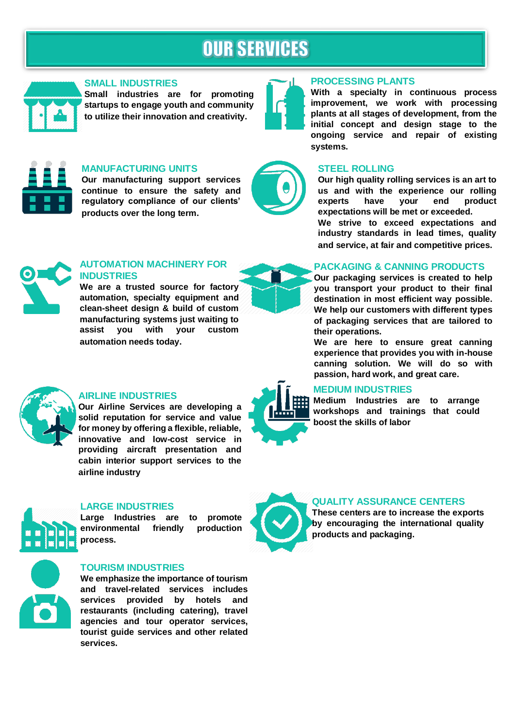# OUR SERVICES

## SMALL INDUSTRIES

Small industries are for promoting startups to engage youth and community to utilize their innovation and creativity.

## PROCESSING PLANTS

With a specialty in continuous process improvement, we work with processing plants at all stages of development, from the initial concept and design stage to the ongoing service and repair of existing systems.

## MANUFACTURING UNITS

Our manufacturing support services continue to ensure the safety and regulatory compliance of our clients' products over the long term.

## STEEL ROLLING

Our high quality rolling services is an art to us and with the experience our rolling experts have your end product expectations will be met or exceeded.

We strive to exceed expectations and industry standards in lead times, quality and service, at fair and competitive prices.

## AUTOMATION MACHINERY FOR INDUSTRIES

We are a trusted source for factory automation, specialty equipment and clean-sheet design & build of custom manufacturing systems just waiting to assist you with your custom automation needs today.

## PACKAGING & CANNING PRODUCTS

Our packaging services is created to help you transport your product to their final destination in most efficient way possible. We help our customers with different types of packaging services that are tailored to their operations.

We are here to ensure great canning experience that provides you with in-house canning solution. We will do so with passion, hard work, and great care.

## AIRLINE INDUSTRIES

Our Airline Services are developing a solid reputation for service and value for money by offering a flexible, reliable, innovative and low-cost service in providing aircraft presentation and cabin interior support services to the airline industry

## MEDIUM INDUSTRIES

Medium Industries are to arrange workshops and trainings that could boost the skills of labor

## LARGE INDUSTRIES

Large Industries are to promote environmental friendly production process.

## QUALITY ASSURANCE CENTERS

These centers are to increase the exports by encouraging the international quality products and packaging.

## TOURISM INDUSTRIES

We emphasize the importance of tourism and travel-related services includes services provided by hotels and restaurants (including catering), travel agencies and tour operator services, tourist guide services and other related services.